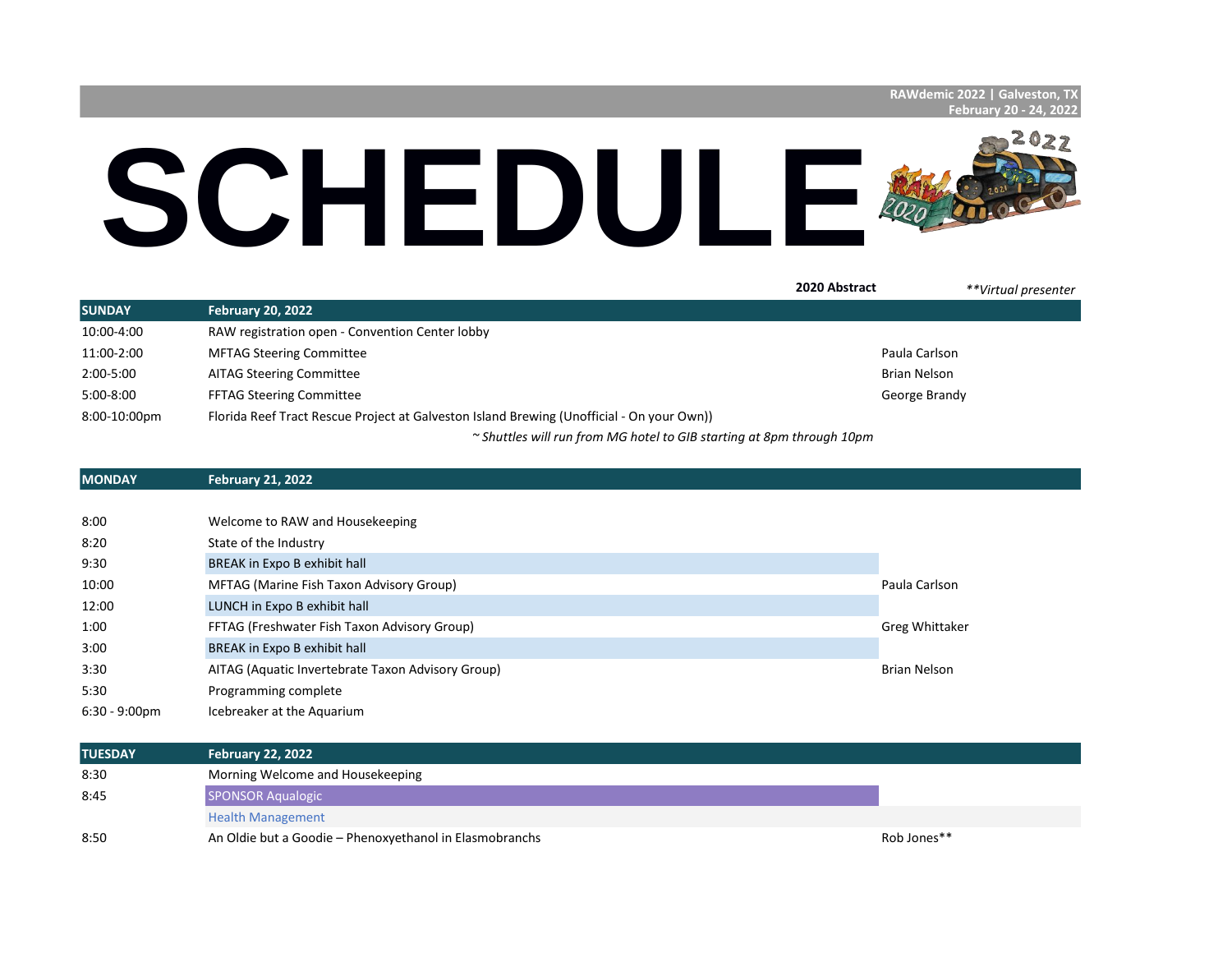RAWdemic 2022 | Galveston, TX
February 20 - 24, 2022

# SCHEDULE

**2020 Abstract** *\*\*Virtual presenter*

| **SUNDAY** | **February 20, 2022** | |
|---|---|---|
| 10:00-4:00 | RAW registration open - Convention Center lobby | |
| 11:00-2:00 | MFTAG Steering Committee | Paula Carlson |
| 2:00-5:00 | AITAG Steering Committee | Brian Nelson |
| 5:00-8:00 | FFTAG Steering Committee | George Brandy |
| 8:00-10:00pm | Florida Reef Tract Rescue Project at Galveston Island Brewing (Unofficial - On your Own)) | |
| | *~ Shuttles will run from MG hotel to GIB starting at 8pm through 10pm* | |

| **MONDAY** | **February 21, 2022** | |
|---|---|---|
| 8:00 | Welcome to RAW and Housekeeping | |
| 8:20 | State of the Industry | |
| 9:30 | BREAK in Expo B exhibit hall | |
| 10:00 | MFTAG (Marine Fish Taxon Advisory Group) | Paula Carlson |
| 12:00 | LUNCH in Expo B exhibit hall | |
| 1:00 | FFTAG (Freshwater Fish Taxon Advisory Group) | Greg Whittaker |
| 3:00 | BREAK in Expo B exhibit hall | |
| 3:30 | AITAG (Aquatic Invertebrate Taxon Advisory Group) | Brian Nelson |
| 5:30 | Programming complete | |
| 6:30 - 9:00pm | Icebreaker at the Aquarium | |

| **TUESDAY** | **February 22, 2022** | |
|---|---|---|
| 8:30 | Morning Welcome and Housekeeping | |
| 8:45 | SPONSOR Aqualogic | |
| | Health Management | |
| 8:50 | An Oldie but a Goodie – Phenoxyethanol in Elasmobranchs | Rob Jones** |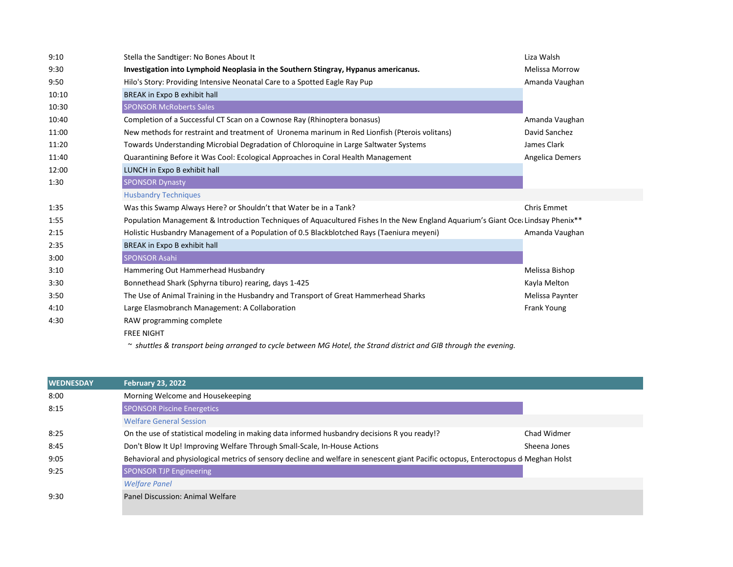| Time | Session | Presenter |
|---|---|---|
| 9:10 | Stella the Sandtiger: No Bones About It | Liza Walsh |
| 9:30 | **Investigation into Lymphoid Neoplasia in the Southern Stingray, Hypanus americanus.** | Melissa Morrow |
| 9:50 | Hilo's Story: Providing Intensive Neonatal Care to a Spotted Eagle Ray Pup | Amanda Vaughan |
| 10:10 | BREAK in Expo B exhibit hall | |
| 10:30 | SPONSOR McRoberts Sales | |
| 10:40 | Completion of a Successful CT Scan on a Cownose Ray (Rhinoptera bonasus) | Amanda Vaughan |
| 11:00 | New methods for restraint and treatment of Uronema marinum in Red Lionfish (Pterois volitans) | David Sanchez |
| 11:20 | Towards Understanding Microbial Degradation of Chloroquine in Large Saltwater Systems | James Clark |
| 11:40 | Quarantining Before it Was Cool: Ecological Approaches in Coral Health Management | Angelica Demers |
| 12:00 | LUNCH in Expo B exhibit hall | |
| 1:30 | SPONSOR Dynasty | |
| | Husbandry Techniques | |
| 1:35 | Was this Swamp Always Here? or Shouldn't that Water be in a Tank? | Chris Emmet |
| 1:55 | Population Management & Introduction Techniques of Aquacultured Fishes In the New England Aquarium's Giant Oce | Lindsay Phenix** |
| 2:15 | Holistic Husbandry Management of a Population of 0.5 Blackblotched Rays (Taeniura meyeni) | Amanda Vaughan |
| 2:35 | BREAK in Expo B exhibit hall | |
| 3:00 | SPONSOR Asahi | |
| 3:10 | Hammering Out Hammerhead Husbandry | Melissa Bishop |
| 3:30 | Bonnethead Shark (Sphyrna tiburo) rearing, days 1-425 | Kayla Melton |
| 3:50 | The Use of Animal Training in the Husbandry and Transport of Great Hammerhead Sharks | Melissa Paynter |
| 4:10 | Large Elasmobranch Management: A Collaboration | Frank Young |
| 4:30 | RAW programming complete | |
| | FREE NIGHT | |
| | ~ *shuttles & transport being arranged to cycle between MG Hotel, the Strand district and GIB through the evening.* | |

| **WEDNESDAY** | **February 23, 2022** | |
|---|---|---|
| 8:00 | Morning Welcome and Housekeeping | |
| 8:15 | SPONSOR Piscine Energetics | |
| | Welfare General Session | |
| 8:25 | On the use of statistical modeling in making data informed husbandry decisions R you ready!? | Chad Widmer |
| 8:45 | Don't Blow It Up! Improving Welfare Through Small-Scale, In-House Actions | Sheena Jones |
| 9:05 | Behavioral and physiological metrics of sensory decline and welfare in senescent giant Pacific octopus, Enteroctopus d | Meghan Holst |
| 9:25 | SPONSOR TJP Engineering | |
| | *Welfare Panel* | |
| 9:30 | Panel Discussion: Animal Welfare | |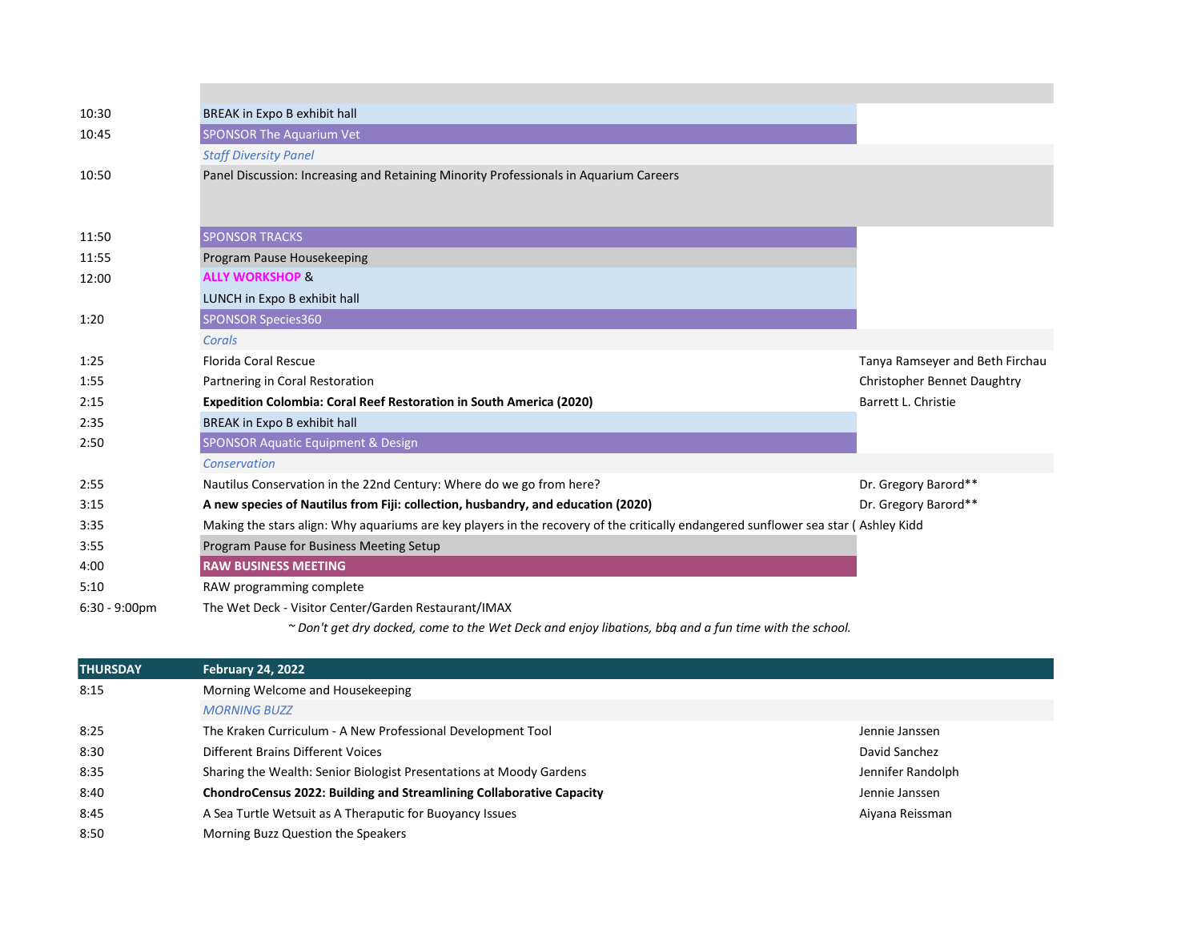| | | |
|---|---|---|
| 10:30 | BREAK in Expo B exhibit hall | |
| 10:45 | SPONSOR The Aquarium Vet | |
| | *Staff Diversity Panel* | |
| 10:50 | Panel Discussion: Increasing and Retaining Minority Professionals in Aquarium Careers | |
| 11:50 | SPONSOR TRACKS | |
| 11:55 | Program Pause Housekeeping | |
| 12:00 | **ALLY WORKSHOP** & | |
| | LUNCH in Expo B exhibit hall | |
| 1:20 | SPONSOR Species360 | |
| | *Corals* | |
| 1:25 | Florida Coral Rescue | Tanya Ramseyer and Beth Firchau |
| 1:55 | Partnering in Coral Restoration | Christopher Bennet Daughtry |
| 2:15 | **Expedition Colombia: Coral Reef Restoration in South America (2020)** | Barrett L. Christie |
| 2:35 | BREAK in Expo B exhibit hall | |
| 2:50 | SPONSOR Aquatic Equipment & Design | |
| | *Conservation* | |
| 2:55 | Nautilus Conservation in the 22nd Century: Where do we go from here? | Dr. Gregory Barord** |
| 3:15 | **A new species of Nautilus from Fiji: collection, husbandry, and education (2020)** | Dr. Gregory Barord** |
| 3:35 | Making the stars align: Why aquariums are key players in the recovery of the critically endangered sunflower sea star ( | Ashley Kidd |
| 3:55 | Program Pause for Business Meeting Setup | |
| 4:00 | **RAW BUSINESS MEETING** | |
| 5:10 | RAW programming complete | |
| 6:30 - 9:00pm | The Wet Deck - Visitor Center/Garden Restaurant/IMAX | |
| | *~ Don't get dry docked, come to the Wet Deck and enjoy libations, bbq and a fun time with the school.* | |

| **THURSDAY** | **February 24, 2022** | |
|---|---|---|
| 8:15 | Morning Welcome and Housekeeping | |
| | *MORNING BUZZ* | |
| 8:25 | The Kraken Curriculum - A New Professional Development Tool | Jennie Janssen |
| 8:30 | Different Brains Different Voices | David Sanchez |
| 8:35 | Sharing the Wealth: Senior Biologist Presentations at Moody Gardens | Jennifer Randolph |
| 8:40 | **ChondroCensus 2022: Building and Streamlining Collaborative Capacity** | Jennie Janssen |
| 8:45 | A Sea Turtle Wetsuit as A Theraputic for Buoyancy Issues | Aiyana Reissman |
| 8:50 | Morning Buzz Question the Speakers | |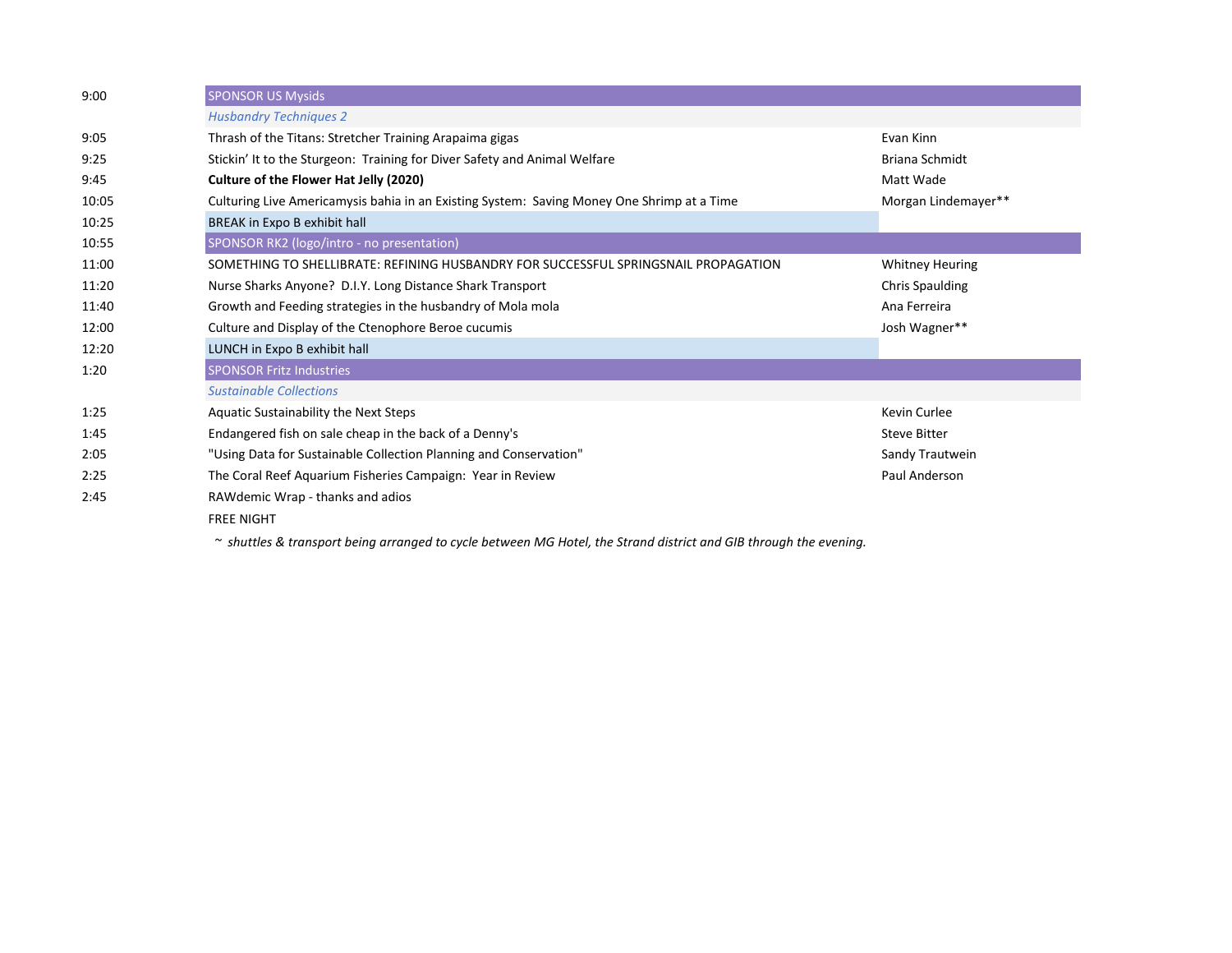| Time | Session / Title | Presenter |
| --- | --- | --- |
| 9:00 | SPONSOR US Mysids | |
| | *Husbandry Techniques 2* | |
| 9:05 | Thrash of the Titans: Stretcher Training Arapaima gigas | Evan Kinn |
| 9:25 | Stickin' It to the Sturgeon: Training for Diver Safety and Animal Welfare | Briana Schmidt |
| 9:45 | **Culture of the Flower Hat Jelly (2020)** | Matt Wade |
| 10:05 | Culturing Live Americamysis bahia in an Existing System: Saving Money One Shrimp at a Time | Morgan Lindemayer** |
| 10:25 | BREAK in Expo B exhibit hall | |
| 10:55 | SPONSOR RK2 (logo/intro - no presentation) | |
| 11:00 | SOMETHING TO SHELLIBRATE: REFINING HUSBANDRY FOR SUCCESSFUL SPRINGSNAIL PROPAGATION | Whitney Heuring |
| 11:20 | Nurse Sharks Anyone? D.I.Y. Long Distance Shark Transport | Chris Spaulding |
| 11:40 | Growth and Feeding strategies in the husbandry of Mola mola | Ana Ferreira |
| 12:00 | Culture and Display of the Ctenophore Beroe cucumis | Josh Wagner** |
| 12:20 | LUNCH in Expo B exhibit hall | |
| 1:20 | SPONSOR Fritz Industries | |
| | *Sustainable Collections* | |
| 1:25 | Aquatic Sustainability the Next Steps | Kevin Curlee |
| 1:45 | Endangered fish on sale cheap in the back of a Denny's | Steve Bitter |
| 2:05 | "Using Data for Sustainable Collection Planning and Conservation" | Sandy Trautwein |
| 2:25 | The Coral Reef Aquarium Fisheries Campaign: Year in Review | Paul Anderson |
| 2:45 | RAWdemic Wrap - thanks and adios | |
| | FREE NIGHT | |

~ *shuttles & transport being arranged to cycle between MG Hotel, the Strand district and GIB through the evening.*